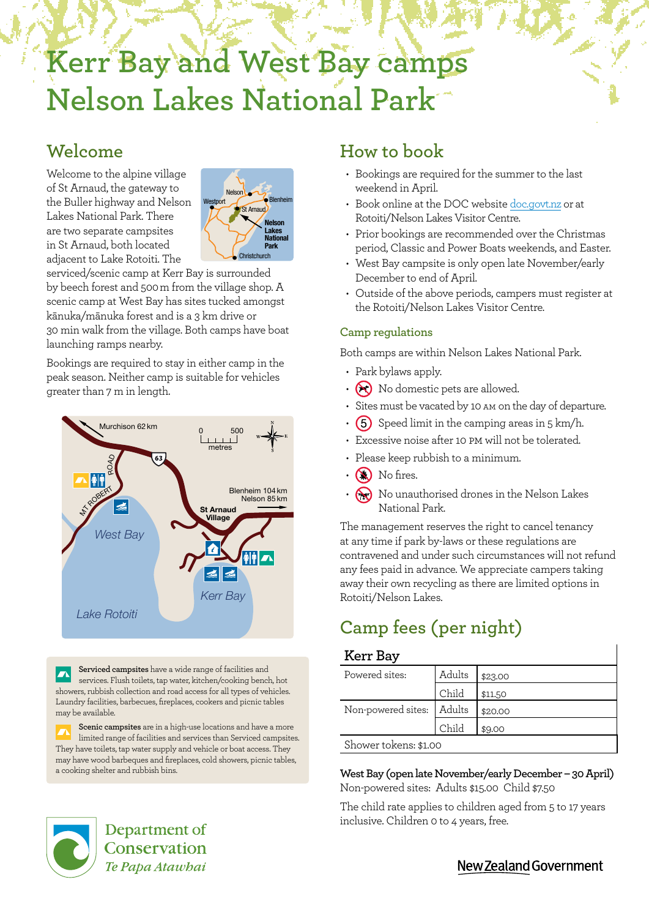# Kerr Bay and West Bay camps Nelson Lakes National Park

## Welcome

Welcome to the alpine village of St Arnaud, the gateway to the Buller highway and Nelson Lakes National Park. There are two separate campsites in St Arnaud, both located adjacent to Lake Rotoiti. The serviced/scenic camp at Kerr Bay is surrounded by beech forest and 500 m from the village shop. A scenic camp at West Bay has sites tucked amongst kānuka/mānuka forest and is a 3 km drive or 30 min walk from the village. Both camps have boat launching ramps nearby.

Bookings are required to stay in either camp in the peak season. Neither camp is suitable for vehicles greater than 7 m in length.

**Serviced campsites** have a wide range of facilities and services. Flush toilets, tap water, kitchen/cooking bench, hot showers, rubbish collection and road access for all types of vehicles. Laundry facilities, barbecues, fireplaces, cookers and picnic tables may be available.

**Scenic campsites** are in a high-use locations and have a more limited range of facilities and services than Serviced campsites. They have toilets, tap water supply and vehicle or boat access. They may have wood barbeques and fireplaces, cold showers, picnic tables, a cooking shelter and rubbish bins.

## How to book

- Bookings are required for the summer to the last weekend in April.
- Book online at the DOC website doc.govt.nz or at Rotoiti/Nelson Lakes Visitor Centre.
- Prior bookings are recommended over the Christmas period, Classic and Power Boats weekends, and Easter.
- West Bay campsite is only open late November/early December to end of April.
- Outside of the above periods, campers must register at the Rotoiti/Nelson Lakes Visitor Centre.

### Camp regulations

Both camps are within Nelson Lakes National Park.

- Park bylaws apply.
- No domestic pets are allowed.
- Sites must be vacated by 10 AM on the day of departure.
- Speed limit in the camping areas in 5 km/h.
- Excessive noise after 10 PM will not be tolerated.
- Please keep rubbish to a minimum.
- No fires.
- No unauthorised drones in the Nelson Lakes National Park.

The management reserves the right to cancel tenancy at any time if park by-laws or these regulations are contravened and under such circumstances will not refund any fees paid in advance. We appreciate campers taking away their own recycling as there are limited options in Rotoiti/Nelson Lakes.

## Camp fees (per night)

### Kerr Bay

| | | |
|---|---|---|
| Powered sites: | Adults | $23.00 |
| | Child | $11.50 |
| Non-powered sites: | Adults | $20.00 |
| | Child | $9.00 |
| Shower tokens: $1.00 | | |

**West Bay (open late November/early December – 30 April)**
Non-powered sites: Adults $15.00 Child $7.50

The child rate applies to children aged from 5 to 17 years inclusive. Children 0 to 4 years, free.

Department of Conservation
*Te Papa Atawhai*

New Zealand Government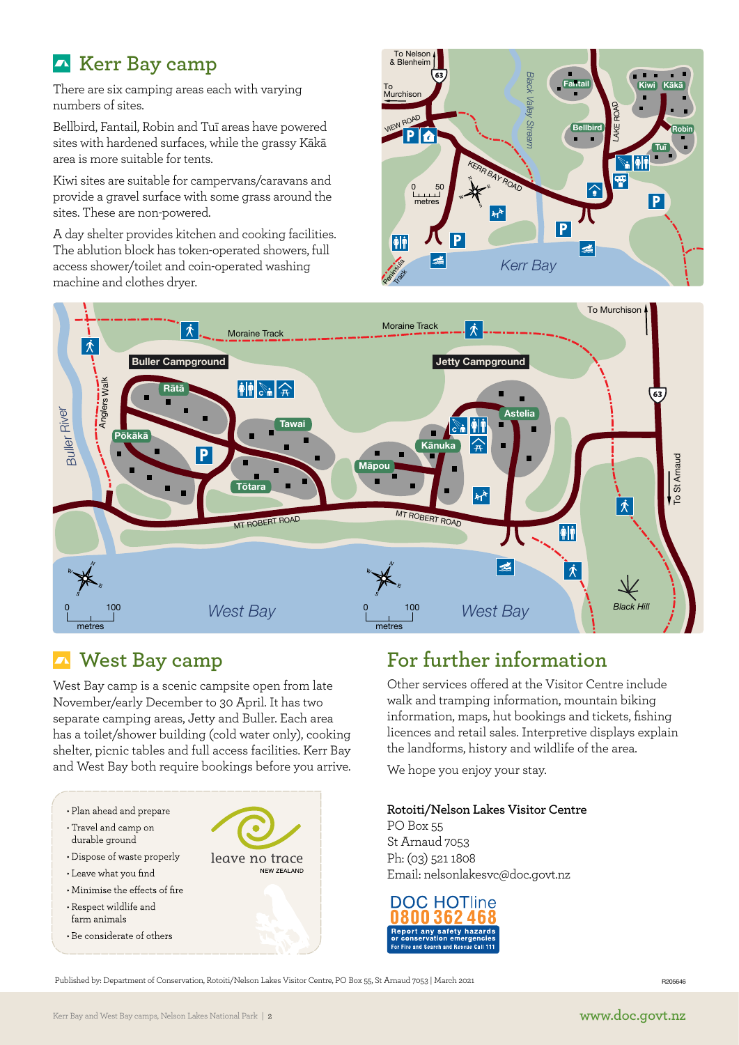## Kerr Bay camp

There are six camping areas each with varying numbers of sites.

Bellbird, Fantail, Robin and Tuī areas have powered sites with hardened surfaces, while the grassy Kākā area is more suitable for tents.

Kiwi sites are suitable for campervans/caravans and provide a gravel surface with some grass around the sites. These are non-powered.

A day shelter provides kitchen and cooking facilities. The ablution block has token-operated showers, full access shower/toilet and coin-operated washing machine and clothes dryer.

To Nelson & Blenheim
63
To Murchison
VIEW ROAD
Black Valley Stream
Fantail
Bellbird
LAKE ROAD
Kiwi
Kākā
Robin
Tuī
KERR BAY ROAD
0 50 metres
Peninsula Track
Kerr Bay

Moraine Track
Moraine Track
To Murchison
Buller Campground
Jetty Campground
Anglers Walk
Buller River
Rātā
Pōkākā
Tawai
Tōtara
Māpou
Kānuka
Astelia
63
To St Arnaud
MT ROBERT ROAD
MT ROBERT ROAD
0 100 metres
West Bay
0 100 metres
West Bay
Black Hill

## West Bay camp

West Bay camp is a scenic campsite open from late November/early December to 30 April. It has two separate camping areas, Jetty and Buller. Each area has a toilet/shower building (cold water only), cooking shelter, picnic tables and full access facilities. Kerr Bay and West Bay both require bookings before you arrive.

- Plan ahead and prepare
- Travel and camp on durable ground
- Dispose of waste properly
- Leave what you find
- Minimise the effects of fire
- Respect wildlife and farm animals
- Be considerate of others

leave no trace
NEW ZEALAND

## For further information

Other services offered at the Visitor Centre include walk and tramping information, mountain biking information, maps, hut bookings and tickets, fishing licences and retail sales. Interpretive displays explain the landforms, history and wildlife of the area.

We hope you enjoy your stay.

**Rotoiti/Nelson Lakes Visitor Centre**
PO Box 55
St Arnaud 7053
Ph: (03) 521 1808
Email: nelsonlakesvc@doc.govt.nz

DOC HOTline
0800 362 468
Report any safety hazards or conservation emergencies
For Fire and Search and Rescue Call 111

Published by: Department of Conservation, Rotoiti/Nelson Lakes Visitor Centre, PO Box 55, St Arnaud 7053 | March 2021

R205646